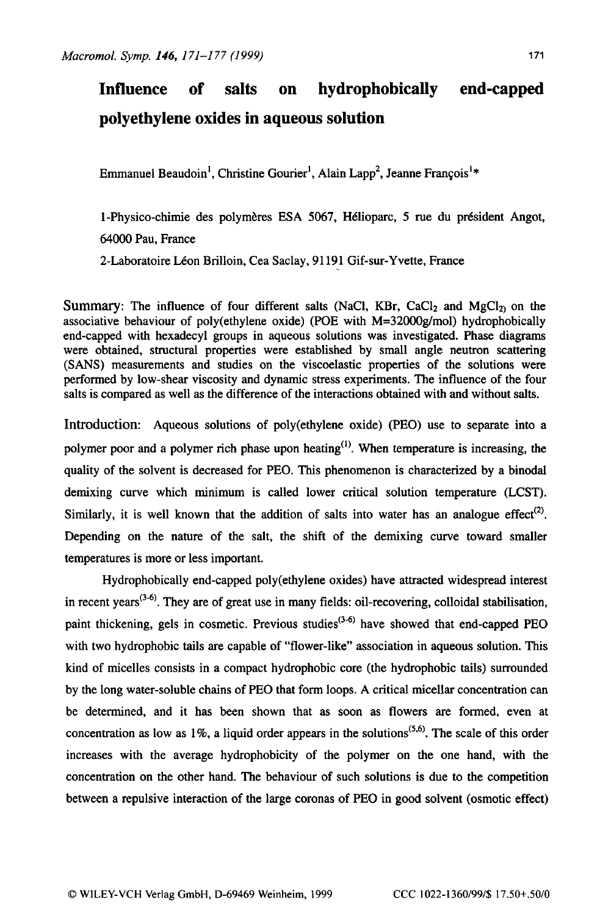# Influence of salts on hydrophobically end-capped polyethylene oxides in aqueous solution

Emmanuel Beaudoin[1], Christine Gourier[1], Alain Lapp[2], Jeanne François[1]*

1-Physico-chimie des polymères ESA 5067, Hélioparc, 5 rue du président Angot, 64000 Pau, France

2-Laboratoire Léon Brilloin, Cea Saclay, 91191 Gif-sur-Yvette, France

**Summary:** The influence of four different salts (NaCl, KBr, $CaCl_2$ and $MgCl_2$) on the associative behaviour of poly(ethylene oxide) (POE with M=32000g/mol) hydrophobically end-capped with hexadecyl groups in aqueous solutions was investigated. Phase diagrams were obtained, structural properties were established by small angle neutron scattering (SANS) measurements and studies on the viscoelastic properties of the solutions were performed by low-shear viscosity and dynamic stress experiments. The influence of the four salts is compared as well as the difference of the interactions obtained with and without salts.

**Introduction:** Aqueous solutions of poly(ethylene oxide) (PEO) use to separate into a polymer poor and a polymer rich phase upon heating[1]. When temperature is increasing, the quality of the solvent is decreased for PEO. This phenomenon is characterized by a binodal demixing curve which minimum is called lower critical solution temperature (LCST). Similarly, it is well known that the addition of salts into water has an analogue effect[2]. Depending on the nature of the salt, the shift of the demixing curve toward smaller temperatures is more or less important.

Hydrophobically end-capped poly(ethylene oxides) have attracted widespread interest in recent years[3-6]. They are of great use in many fields: oil-recovering, colloidal stabilisation, paint thickening, gels in cosmetic. Previous studies[3-6] have showed that end-capped PEO with two hydrophobic tails are capable of "flower-like" association in aqueous solution. This kind of micelles consists in a compact hydrophobic core (the hydrophobic tails) surrounded by the long water-soluble chains of PEO that form loops. A critical micellar concentration can be determined, and it has been shown that as soon as flowers are formed, even at concentration as low as 1%, a liquid order appears in the solutions[5,6]. The scale of this order increases with the average hydrophobicity of the polymer on the one hand, with the concentration on the other hand. The behaviour of such solutions is due to the competition between a repulsive interaction of the large coronas of PEO in good solvent (osmotic effect)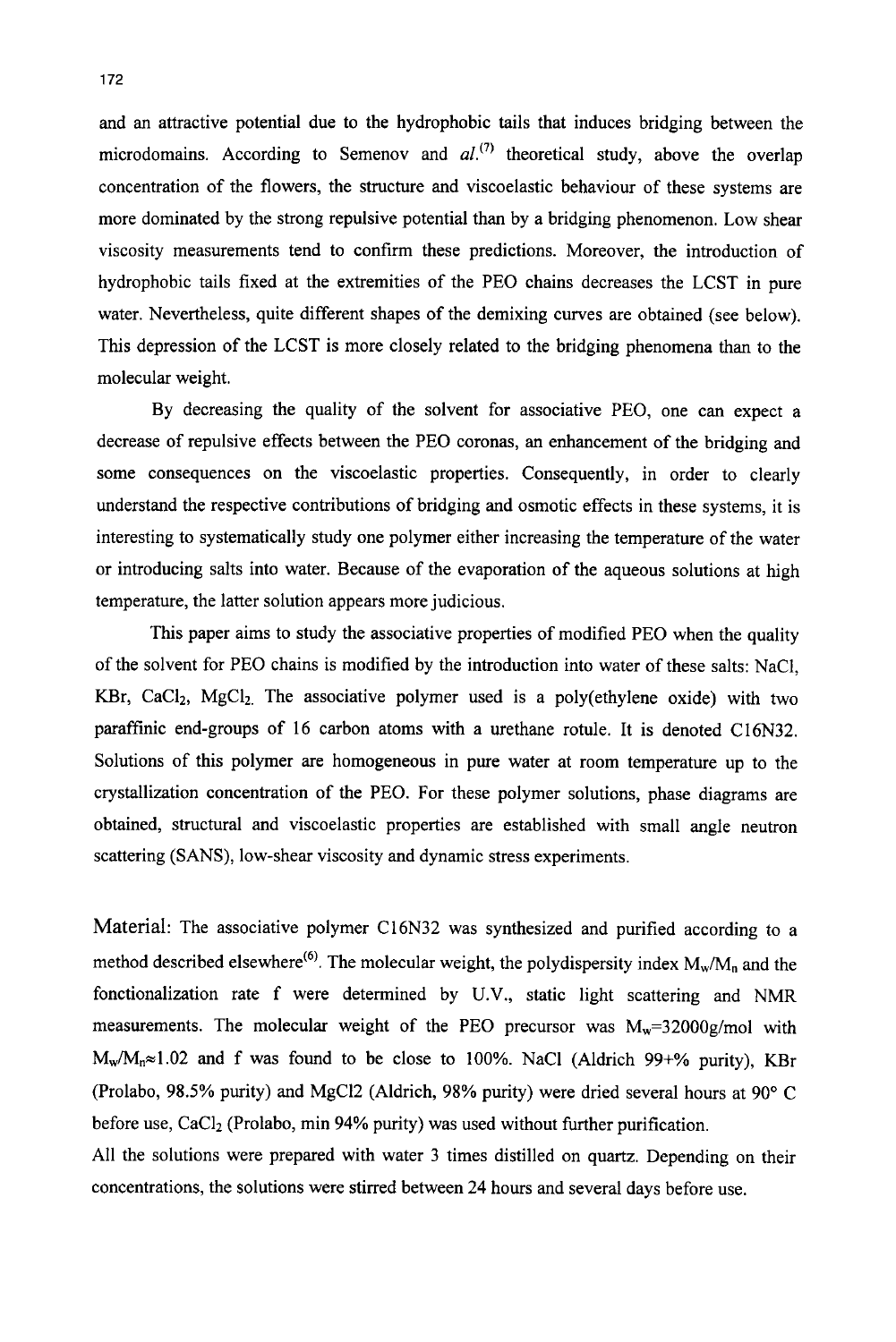and an attractive potential due to the hydrophobic tails that induces bridging between the microdomains. According to Semenov and *al.*[7] theoretical study, above the overlap concentration of the flowers, the structure and viscoelastic behaviour of these systems are more dominated by the strong repulsive potential than by a bridging phenomenon. Low shear viscosity measurements tend to confirm these predictions. Moreover, the introduction of hydrophobic tails fixed at the extremities of the PEO chains decreases the LCST in pure water. Nevertheless, quite different shapes of the demixing curves are obtained (see below). This depression of the LCST is more closely related to the bridging phenomena than to the molecular weight.

By decreasing the quality of the solvent for associative PEO, one can expect a decrease of repulsive effects between the PEO coronas, an enhancement of the bridging and some consequences on the viscoelastic properties. Consequently, in order to clearly understand the respective contributions of bridging and osmotic effects in these systems, it is interesting to systematically study one polymer either increasing the temperature of the water or introducing salts into water. Because of the evaporation of the aqueous solutions at high temperature, the latter solution appears more judicious.

This paper aims to study the associative properties of modified PEO when the quality of the solvent for PEO chains is modified by the introduction into water of these salts: NaCl, KBr, $CaCl_2$, $MgCl_2$. The associative polymer used is a poly(ethylene oxide) with two paraffinic end-groups of 16 carbon atoms with a urethane rotule. It is denoted C16N32. Solutions of this polymer are homogeneous in pure water at room temperature up to the crystallization concentration of the PEO. For these polymer solutions, phase diagrams are obtained, structural and viscoelastic properties are established with small angle neutron scattering (SANS), low-shear viscosity and dynamic stress experiments.

**Material:** The associative polymer C16N32 was synthesized and purified according to a method described elsewhere[6]. The molecular weight, the polydispersity index $M_w/M_n$ and the fonctionalization rate f were determined by U.V., static light scattering and NMR measurements. The molecular weight of the PEO precursor was $M_w$=32000g/mol with $M_w/M_n \approx 1.02$ and f was found to be close to 100%. NaCl (Aldrich 99+% purity), KBr (Prolabo, 98.5% purity) and MgCl2 (Aldrich, 98% purity) were dried several hours at 90° C before use, $CaCl_2$ (Prolabo, min 94% purity) was used without further purification.

All the solutions were prepared with water 3 times distilled on quartz. Depending on their concentrations, the solutions were stirred between 24 hours and several days before use.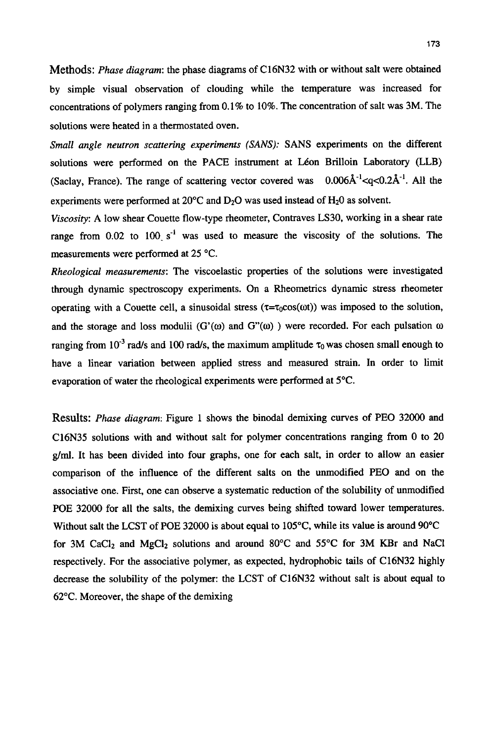**Methods:** *Phase diagram*: the phase diagrams of C16N32 with or without salt were obtained by simple visual observation of clouding while the temperature was increased for concentrations of polymers ranging from 0.1% to 10%. The concentration of salt was 3M. The solutions were heated in a thermostated oven.

*Small angle neutron scattering experiments (SANS):* SANS experiments on the different solutions were performed on the PACE instrument at Léon Brilloin Laboratory (LLB) (Saclay, France). The range of scattering vector covered was $0.006\text{Å}^{-1}<q<0.2\text{Å}^{-1}$. All the experiments were performed at 20°C and $D_2O$ was used instead of $H_2O$ as solvent.

*Viscosity*: A low shear Couette flow-type rheometer, Contraves LS30, working in a shear rate range from 0.02 to 100 $s^{-1}$ was used to measure the viscosity of the solutions. The measurements were performed at 25 °C.

*Rheological measurements*: The viscoelastic properties of the solutions were investigated through dynamic spectroscopy experiments. On a Rheometrics dynamic stress rheometer operating with a Couette cell, a sinusoidal stress ($\tau=\tau_0\cos(\omega t)$) was imposed to the solution, and the storage and loss modulii ($G'(\omega)$ and $G''(\omega)$ ) were recorded. For each pulsation $\omega$ ranging from $10^{-3}$ rad/s and 100 rad/s, the maximum amplitude $\tau_0$ was chosen small enough to have a linear variation between applied stress and measured strain. In order to limit evaporation of water the rheological experiments were performed at 5°C.

**Results:** *Phase diagram*: Figure 1 shows the binodal demixing curves of PEO 32000 and C16N35 solutions with and without salt for polymer concentrations ranging from 0 to 20 g/ml. It has been divided into four graphs, one for each salt, in order to allow an easier comparison of the influence of the different salts on the unmodified PEO and on the associative one. First, one can observe a systematic reduction of the solubility of unmodified POE 32000 for all the salts, the demixing curves being shifted toward lower temperatures. Without salt the LCST of POE 32000 is about equal to 105°C, while its value is around 90°C for 3M $CaCl_2$ and $MgCl_2$ solutions and around 80°C and 55°C for 3M KBr and NaCl respectively. For the associative polymer, as expected, hydrophobic tails of C16N32 highly decrease the solubility of the polymer: the LCST of C16N32 without salt is about equal to 62°C. Moreover, the shape of the demixing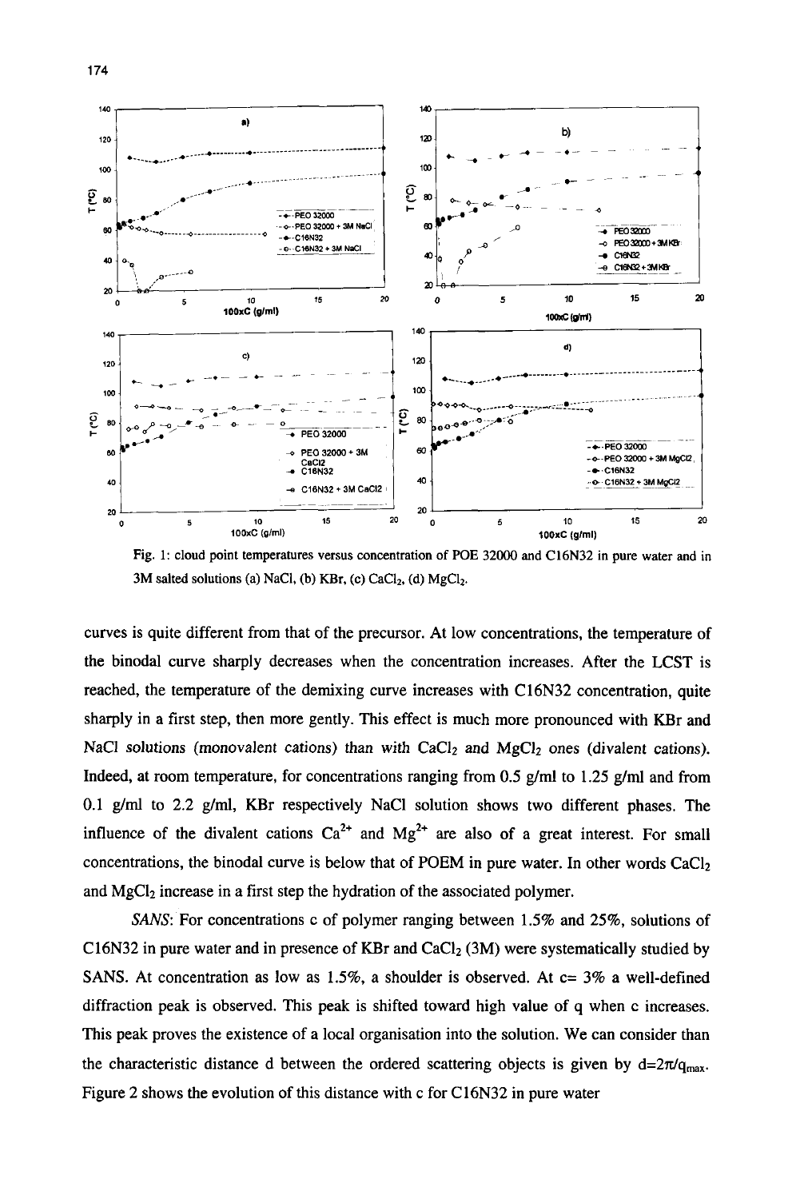Fig. 1: cloud point temperatures versus concentration of POE 32000 and C16N32 in pure water and in 3M salted solutions (a) NaCl, (b) KBr, (c) $CaCl_2$, (d) $MgCl_2$.

curves is quite different from that of the precursor. At low concentrations, the temperature of the binodal curve sharply decreases when the concentration increases. After the LCST is reached, the temperature of the demixing curve increases with C16N32 concentration, quite sharply in a first step, then more gently. This effect is much more pronounced with KBr and NaCl solutions (monovalent cations) than with $CaCl_2$ and $MgCl_2$ ones (divalent cations). Indeed, at room temperature, for concentrations ranging from 0.5 g/ml to 1.25 g/ml and from 0.1 g/ml to 2.2 g/ml, KBr respectively NaCl solution shows two different phases. The influence of the divalent cations $Ca^{2+}$ and $Mg^{2+}$ are also of a great interest. For small concentrations, the binodal curve is below that of POEM in pure water. In other words $CaCl_2$ and $MgCl_2$ increase in a first step the hydration of the associated polymer.

*SANS*: For concentrations c of polymer ranging between 1.5% and 25%, solutions of C16N32 in pure water and in presence of KBr and $CaCl_2$ (3M) were systematically studied by SANS. At concentration as low as 1.5%, a shoulder is observed. At c= 3% a well-defined diffraction peak is observed. This peak is shifted toward high value of q when c increases. This peak proves the existence of a local organisation into the solution. We can consider than the characteristic distance d between the ordered scattering objects is given by $d=2\pi/q_{max}$. Figure 2 shows the evolution of this distance with c for C16N32 in pure water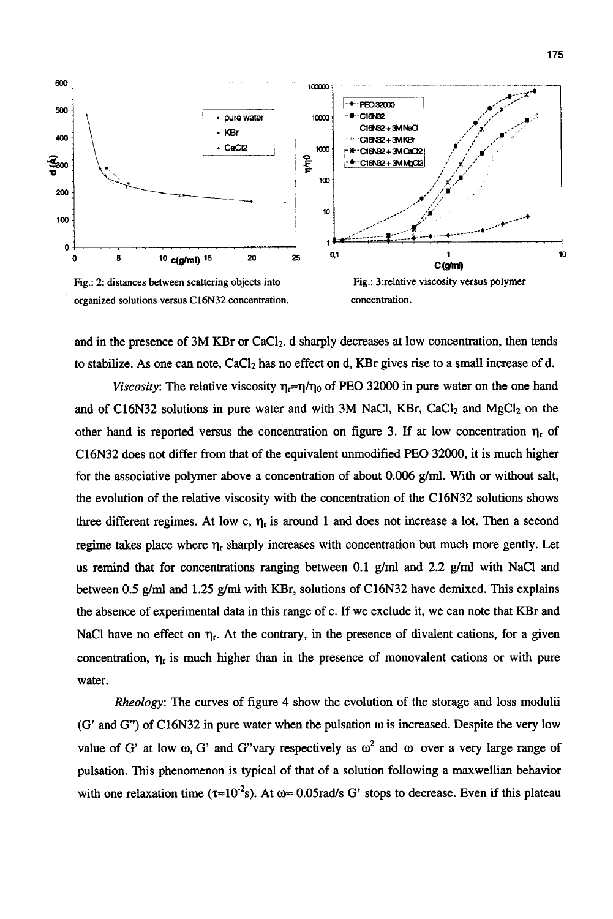Fig.: 2: distances between scattering objects into organized solutions versus C16N32 concentration.

Fig.: 3:relative viscosity versus polymer concentration.

and in the presence of 3M KBr or $CaCl_2$. d sharply decreases at low concentration, then tends to stabilize. As one can note, $CaCl_2$ has no effect on d, KBr gives rise to a small increase of d.

*Viscosity*: The relative viscosity $\eta_r = \eta/\eta_0$ of PEO 32000 in pure water on the one hand and of C16N32 solutions in pure water and with 3M NaCl, KBr, $CaCl_2$ and $MgCl_2$ on the other hand is reported versus the concentration on figure 3. If at low concentration $\eta_r$ of C16N32 does not differ from that of the equivalent unmodified PEO 32000, it is much higher for the associative polymer above a concentration of about 0.006 g/ml. With or without salt, the evolution of the relative viscosity with the concentration of the C16N32 solutions shows three different regimes. At low c, $\eta_r$ is around 1 and does not increase a lot. Then a second regime takes place where $\eta_r$ sharply increases with concentration but much more gently. Let us remind that for concentrations ranging between 0.1 g/ml and 2.2 g/ml with NaCl and between 0.5 g/ml and 1.25 g/ml with KBr, solutions of C16N32 have demixed. This explains the absence of experimental data in this range of c. If we exclude it, we can note that KBr and NaCl have no effect on $\eta_r$. At the contrary, in the presence of divalent cations, for a given concentration, $\eta_r$ is much higher than in the presence of monovalent cations or with pure water.

*Rheology*: The curves of figure 4 show the evolution of the storage and loss modulii (G' and G") of C16N32 in pure water when the pulsation $\omega$ is increased. Despite the very low value of G' at low $\omega$, G' and G"vary respectively as $\omega^2$ and $\omega$ over a very large range of pulsation. This phenomenon is typical of that of a solution following a maxwellian behavior with one relaxation time ($\tau \approx 10^{-2}$s). At $\omega \approx 0.05$rad/s G' stops to decrease. Even if this plateau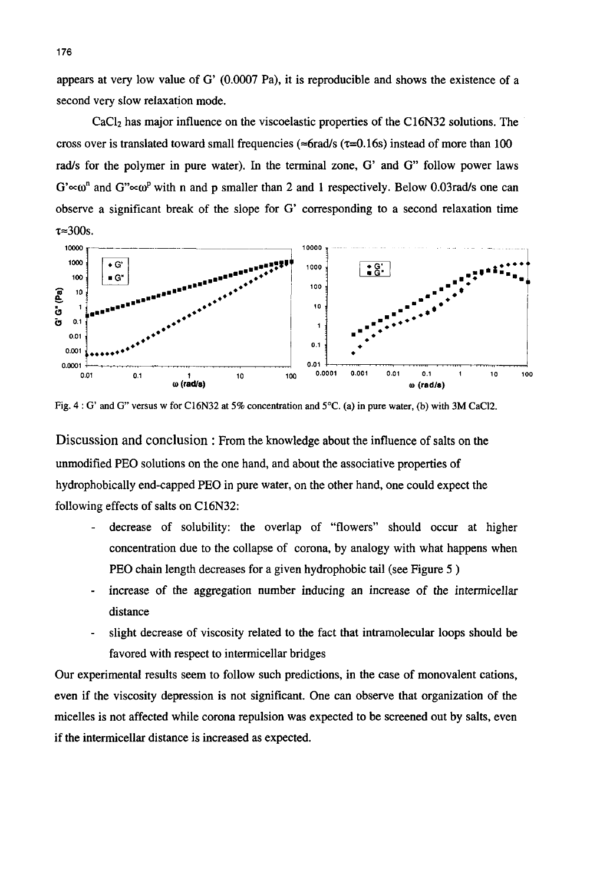appears at very low value of G' (0.0007 Pa), it is reproducible and shows the existence of a second very slow relaxation mode.

$CaCl_2$ has major influence on the viscoelastic properties of the C16N32 solutions. The cross over is translated toward small frequencies (≈6rad/s ($\tau$=0.16s) instead of more than 100 rad/s for the polymer in pure water). In the terminal zone, G' and G" follow power laws $G' \propto \omega^n$ and $G'' \propto \omega^p$ with n and p smaller than 2 and 1 respectively. Below 0.03rad/s one can observe a significant break of the slope for G' corresponding to a second relaxation time $\tau \approx 300$s.

Fig. 4 : G' and G" versus w for C16N32 at 5% concentration and 5°C. (a) in pure water, (b) with 3M CaCl2.

**Discussion and conclusion :** From the knowledge about the influence of salts on the unmodified PEO solutions on the one hand, and about the associative properties of hydrophobically end-capped PEO in pure water, on the other hand, one could expect the following effects of salts on C16N32:

- decrease of solubility: the overlap of "flowers" should occur at higher concentration due to the collapse of corona, by analogy with what happens when PEO chain length decreases for a given hydrophobic tail (see Figure 5 )
- increase of the aggregation number inducing an increase of the intermicellar distance
- slight decrease of viscosity related to the fact that intramolecular loops should be favored with respect to intermicellar bridges

Our experimental results seem to follow such predictions, in the case of monovalent cations, even if the viscosity depression is not significant. One can observe that organization of the micelles is not affected while corona repulsion was expected to be screened out by salts, even if the intermicellar distance is increased as expected.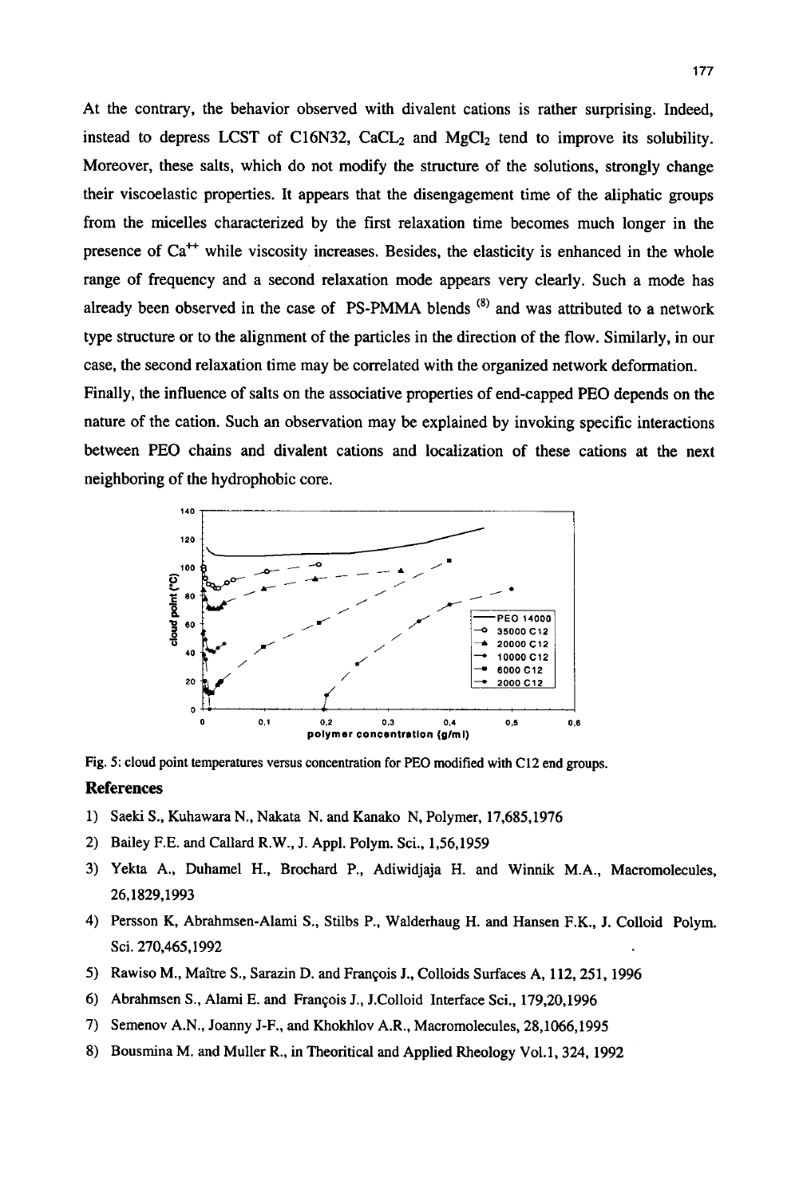At the contrary, the behavior observed with divalent cations is rather surprising. Indeed, instead to depress LCST of C16N32, $CaCL_2$ and $MgCl_2$ tend to improve its solubility. Moreover, these salts, which do not modify the structure of the solutions, strongly change their viscoelastic properties. It appears that the disengagement time of the aliphatic groups from the micelles characterized by the first relaxation time becomes much longer in the presence of $Ca^{++}$ while viscosity increases. Besides, the elasticity is enhanced in the whole range of frequency and a second relaxation mode appears very clearly. Such a mode has already been observed in the case of PS-PMMA blends [8] and was attributed to a network type structure or to the alignment of the particles in the direction of the flow. Similarly, in our case, the second relaxation time may be correlated with the organized network deformation.

Finally, the influence of salts on the associative properties of end-capped PEO depends on the nature of the cation. Such an observation may be explained by invoking specific interactions between PEO chains and divalent cations and localization of these cations at the next neighboring of the hydrophobic core.

140
120
100
80
60
40
20
0
cloud point (°C)
0 0,1 0,2 0,3 0,4 0,5 0,6
polymer concentration (g/ml)
PEO 14000
35000 C12
20000 C12
10000 C12
6000 C12
2000 C12

Fig. 5: cloud point temperatures versus concentration for PEO modified with C12 end groups.

## References

1) Saeki S., Kuhawara N., Nakata N. and Kanako N, Polymer, 17,685,1976
2) Bailey F.E. and Callard R.W., J. Appl. Polym. Sci., 1,56,1959
3) Yekta A., Duhamel H., Brochard P., Adiwidjaja H. and Winnik M.A., Macromolecules, 26,1829,1993
4) Persson K, Abrahmsen-Alami S., Stilbs P., Walderhaug H. and Hansen F.K., J. Colloid Polym. Sci. 270,465,1992
5) Rawiso M., Maître S., Sarazin D. and François J., Colloids Surfaces A, 112, 251, 1996
6) Abrahmsen S., Alami E. and François J., J.Colloid Interface Sci., 179,20,1996
7) Semenov A.N., Joanny J-F., and Khokhlov A.R., Macromolecules, 28,1066,1995
8) Bousmina M. and Muller R., in Theoritical and Applied Rheology Vol.1, 324, 1992